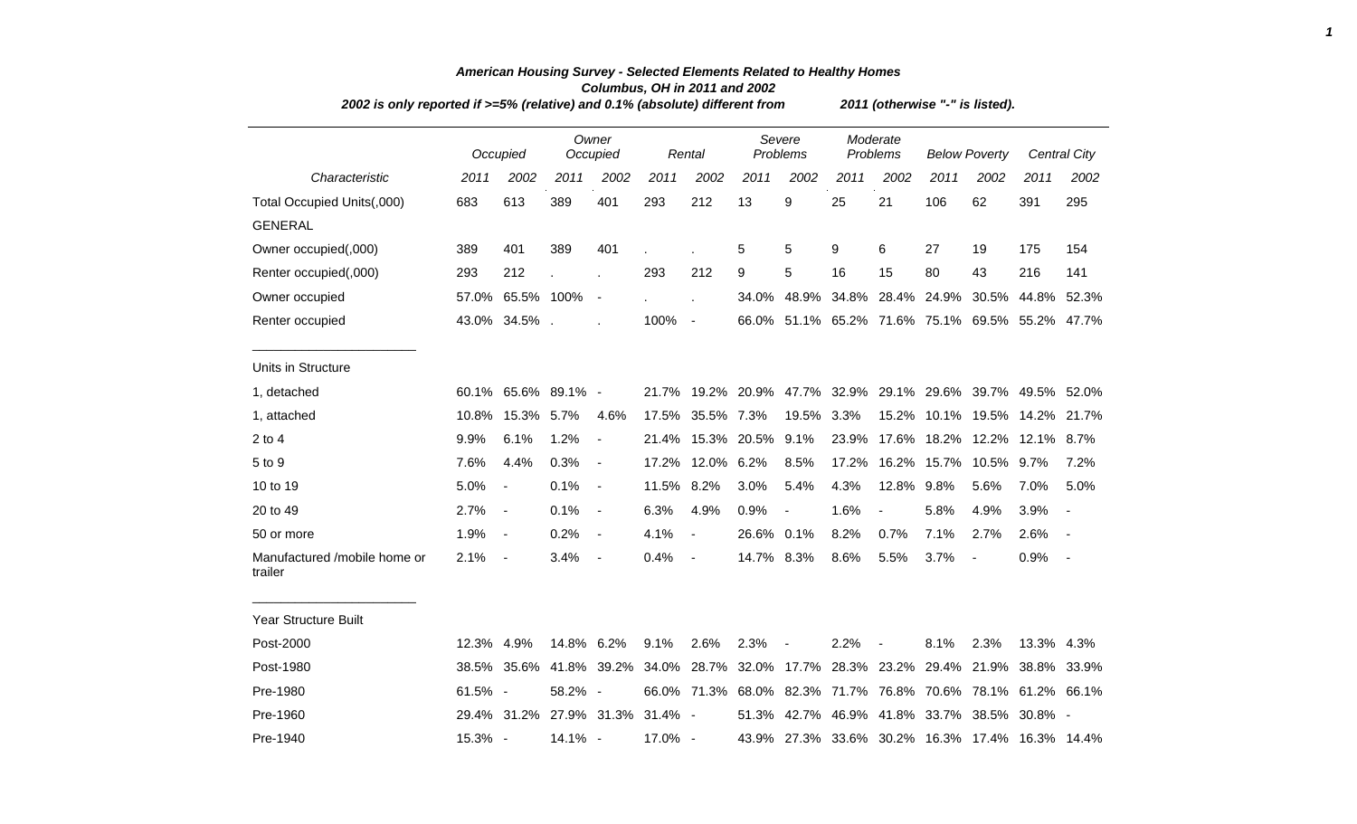### American Housing Survey - Selected Elements Related to Healthy Homes
### Columbus, OH in 2011 and 2002

*2002 is only reported if >=5% (relative) and 0.1% (absolute) different from 2011 (otherwise "-" is listed).*

| | Occupied | | Owner Occupied | | Rental | | Severe Problems | | Moderate Problems | | Below Poverty | | Central City | |
|---|---|---|---|---|---|---|---|---|---|---|---|---|---|---|
| *Characteristic* | *2011* | *2002* | *2011* | *2002* | *2011* | *2002* | *2011* | *2002* | *2011* | *2002* | *2011* | *2002* | *2011* | *2002* |
| Total Occupied Units(,000) | 683 | 613 | 389 | 401 | 293 | 212 | 13 | 9 | 25 | 21 | 106 | 62 | 391 | 295 |
| GENERAL | | | | | | | | | | | | | | |
| Owner occupied(,000) | 389 | 401 | 389 | 401 | . | . | 5 | 5 | 9 | 6 | 27 | 19 | 175 | 154 |
| Renter occupied(,000) | 293 | 212 | . | . | 293 | 212 | 9 | 5 | 16 | 15 | 80 | 43 | 216 | 141 |
| Owner occupied | 57.0% | 65.5% | 100% | - | . | . | 34.0% | 48.9% | 34.8% | 28.4% | 24.9% | 30.5% | 44.8% | 52.3% |
| Renter occupied | 43.0% | 34.5% | . | . | 100% | - | 66.0% | 51.1% | 65.2% | 71.6% | 75.1% | 69.5% | 55.2% | 47.7% |
| Units in Structure | | | | | | | | | | | | | | |
| 1, detached | 60.1% | 65.6% | 89.1% | - | 21.7% | 19.2% | 20.9% | 47.7% | 32.9% | 29.1% | 29.6% | 39.7% | 49.5% | 52.0% |
| 1, attached | 10.8% | 15.3% | 5.7% | 4.6% | 17.5% | 35.5% | 7.3% | 19.5% | 3.3% | 15.2% | 10.1% | 19.5% | 14.2% | 21.7% |
| 2 to 4 | 9.9% | 6.1% | 1.2% | - | 21.4% | 15.3% | 20.5% | 9.1% | 23.9% | 17.6% | 18.2% | 12.2% | 12.1% | 8.7% |
| 5 to 9 | 7.6% | 4.4% | 0.3% | - | 17.2% | 12.0% | 6.2% | 8.5% | 17.2% | 16.2% | 15.7% | 10.5% | 9.7% | 7.2% |
| 10 to 19 | 5.0% | - | 0.1% | - | 11.5% | 8.2% | 3.0% | 5.4% | 4.3% | 12.8% | 9.8% | 5.6% | 7.0% | 5.0% |
| 20 to 49 | 2.7% | - | 0.1% | - | 6.3% | 4.9% | 0.9% | - | 1.6% | - | 5.8% | 4.9% | 3.9% | - |
| 50 or more | 1.9% | - | 0.2% | - | 4.1% | - | 26.6% | 0.1% | 8.2% | 0.7% | 7.1% | 2.7% | 2.6% | - |
| Manufactured /mobile home or trailer | 2.1% | - | 3.4% | - | 0.4% | - | 14.7% | 8.3% | 8.6% | 5.5% | 3.7% | - | 0.9% | - |
| Year Structure Built | | | | | | | | | | | | | | |
| Post-2000 | 12.3% | 4.9% | 14.8% | 6.2% | 9.1% | 2.6% | 2.3% | - | 2.2% | - | 8.1% | 2.3% | 13.3% | 4.3% |
| Post-1980 | 38.5% | 35.6% | 41.8% | 39.2% | 34.0% | 28.7% | 32.0% | 17.7% | 28.3% | 23.2% | 29.4% | 21.9% | 38.8% | 33.9% |
| Pre-1980 | 61.5% | - | 58.2% | - | 66.0% | 71.3% | 68.0% | 82.3% | 71.7% | 76.8% | 70.6% | 78.1% | 61.2% | 66.1% |
| Pre-1960 | 29.4% | 31.2% | 27.9% | 31.3% | 31.4% | - | 51.3% | 42.7% | 46.9% | 41.8% | 33.7% | 38.5% | 30.8% | - |
| Pre-1940 | 15.3% | - | 14.1% | - | 17.0% | - | 43.9% | 27.3% | 33.6% | 30.2% | 16.3% | 17.4% | 16.3% | 14.4% |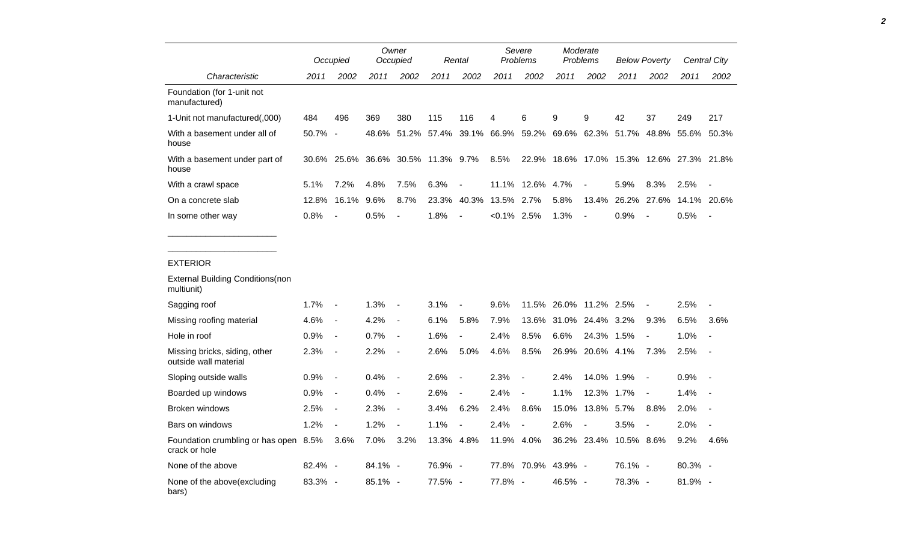| Characteristic | Occupied 2011 | Occupied 2002 | Owner Occupied 2011 | Owner Occupied 2002 | Rental 2011 | Rental 2002 | Severe Problems 2011 | Severe Problems 2002 | Moderate Problems 2011 | Moderate Problems 2002 | Below Poverty 2011 | Below Poverty 2002 | Central City 2011 | Central City 2002 |
|---|---|---|---|---|---|---|---|---|---|---|---|---|---|---|
| Foundation (for 1-unit not manufactured) | | | | | | | | | | | | | | |
| 1-Unit not manufactured(,000) | 484 | 496 | 369 | 380 | 115 | 116 | 4 | 6 | 9 | 9 | 42 | 37 | 249 | 217 |
| With a basement under all of house | 50.7% | - | 48.6% | 51.2% | 57.4% | 39.1% | 66.9% | 59.2% | 69.6% | 62.3% | 51.7% | 48.8% | 55.6% | 50.3% |
| With a basement under part of house | 30.6% | 25.6% | 36.6% | 30.5% | 11.3% | 9.7% | 8.5% | 22.9% | 18.6% | 17.0% | 15.3% | 12.6% | 27.3% | 21.8% |
| With a crawl space | 5.1% | 7.2% | 4.8% | 7.5% | 6.3% | - | 11.1% | 12.6% | 4.7% | - | 5.9% | 8.3% | 2.5% | - |
| On a concrete slab | 12.8% | 16.1% | 9.6% | 8.7% | 23.3% | 40.3% | 13.5% | 2.7% | 5.8% | 13.4% | 26.2% | 27.6% | 14.1% | 20.6% |
| In some other way | 0.8% | - | 0.5% | - | 1.8% | - | <0.1% | 2.5% | 1.3% | - | 0.9% | - | 0.5% | - |

_______________________

_______________________

EXTERIOR

| Characteristic | Occupied 2011 | Occupied 2002 | Owner Occupied 2011 | Owner Occupied 2002 | Rental 2011 | Rental 2002 | Severe Problems 2011 | Severe Problems 2002 | Moderate Problems 2011 | Moderate Problems 2002 | Below Poverty 2011 | Below Poverty 2002 | Central City 2011 | Central City 2002 |
|---|---|---|---|---|---|---|---|---|---|---|---|---|---|---|
| External Building Conditions(non multiunit) | | | | | | | | | | | | | | |
| Sagging roof | 1.7% | - | 1.3% | - | 3.1% | - | 9.6% | 11.5% | 26.0% | 11.2% | 2.5% | - | 2.5% | - |
| Missing roofing material | 4.6% | - | 4.2% | - | 6.1% | 5.8% | 7.9% | 13.6% | 31.0% | 24.4% | 3.2% | 9.3% | 6.5% | 3.6% |
| Hole in roof | 0.9% | - | 0.7% | - | 1.6% | - | 2.4% | 8.5% | 6.6% | 24.3% | 1.5% | - | 1.0% | - |
| Missing bricks, siding, other outside wall material | 2.3% | - | 2.2% | - | 2.6% | 5.0% | 4.6% | 8.5% | 26.9% | 20.6% | 4.1% | 7.3% | 2.5% | - |
| Sloping outside walls | 0.9% | - | 0.4% | - | 2.6% | - | 2.3% | - | 2.4% | 14.0% | 1.9% | - | 0.9% | - |
| Boarded up windows | 0.9% | - | 0.4% | - | 2.6% | - | 2.4% | - | 1.1% | 12.3% | 1.7% | - | 1.4% | - |
| Broken windows | 2.5% | - | 2.3% | - | 3.4% | 6.2% | 2.4% | 8.6% | 15.0% | 13.8% | 5.7% | 8.8% | 2.0% | - |
| Bars on windows | 1.2% | - | 1.2% | - | 1.1% | - | 2.4% | - | 2.6% | - | 3.5% | - | 2.0% | - |
| Foundation crumbling or has open crack or hole | 8.5% | 3.6% | 7.0% | 3.2% | 13.3% | 4.8% | 11.9% | 4.0% | 36.2% | 23.4% | 10.5% | 8.6% | 9.2% | 4.6% |
| None of the above | 82.4% | - | 84.1% | - | 76.9% | - | 77.8% | 70.9% | 43.9% | - | 76.1% | - | 80.3% | - |
| None of the above(excluding bars) | 83.3% | - | 85.1% | - | 77.5% | - | 77.8% | - | 46.5% | - | 78.3% | - | 81.9% | - |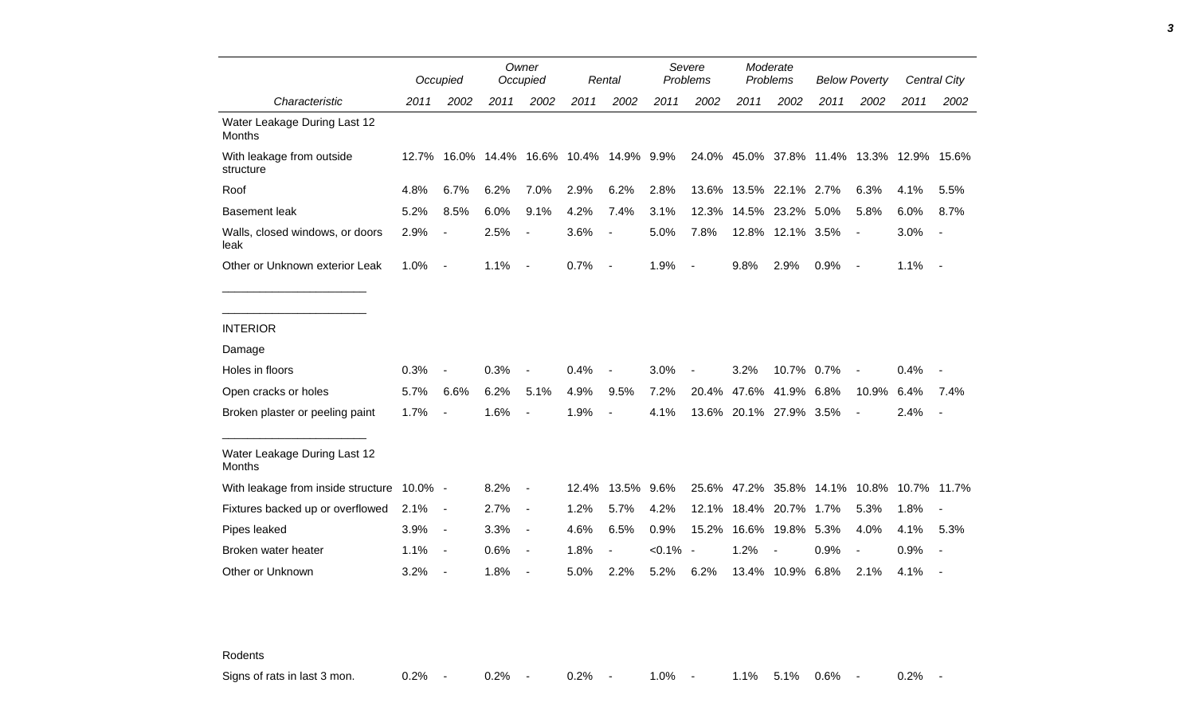| Characteristic | Occupied 2011 | Occupied 2002 | Owner Occupied 2011 | Owner Occupied 2002 | Rental 2011 | Rental 2002 | Severe Problems 2011 | Severe Problems 2002 | Moderate Problems 2011 | Moderate Problems 2002 | Below Poverty 2011 | Below Poverty 2002 | Central City 2011 | Central City 2002 |
|---|---|---|---|---|---|---|---|---|---|---|---|---|---|---|
| Water Leakage During Last 12 Months | | | | | | | | | | | | | | |
| With leakage from outside structure | 12.7% | 16.0% | 14.4% | 16.6% | 10.4% | 14.9% | 9.9% | 24.0% | 45.0% | 37.8% | 11.4% | 13.3% | 12.9% | 15.6% |
| Roof | 4.8% | 6.7% | 6.2% | 7.0% | 2.9% | 6.2% | 2.8% | 13.6% | 13.5% | 22.1% | 2.7% | 6.3% | 4.1% | 5.5% |
| Basement leak | 5.2% | 8.5% | 6.0% | 9.1% | 4.2% | 7.4% | 3.1% | 12.3% | 14.5% | 23.2% | 5.0% | 5.8% | 6.0% | 8.7% |
| Walls, closed windows, or doors leak | 2.9% | - | 2.5% | - | 3.6% | - | 5.0% | 7.8% | 12.8% | 12.1% | 3.5% | - | 3.0% | - |
| Other or Unknown exterior Leak | 1.0% | - | 1.1% | - | 0.7% | - | 1.9% | - | 9.8% | 2.9% | 0.9% | - | 1.1% | - |
| INTERIOR | | | | | | | | | | | | | | |
| Damage | | | | | | | | | | | | | | |
| Holes in floors | 0.3% | - | 0.3% | - | 0.4% | - | 3.0% | - | 3.2% | 10.7% | 0.7% | - | 0.4% | - |
| Open cracks or holes | 5.7% | 6.6% | 6.2% | 5.1% | 4.9% | 9.5% | 7.2% | 20.4% | 47.6% | 41.9% | 6.8% | 10.9% | 6.4% | 7.4% |
| Broken plaster or peeling paint | 1.7% | - | 1.6% | - | 1.9% | - | 4.1% | 13.6% | 20.1% | 27.9% | 3.5% | - | 2.4% | - |
| Water Leakage During Last 12 Months | | | | | | | | | | | | | | |
| With leakage from inside structure | 10.0% | - | 8.2% | - | 12.4% | 13.5% | 9.6% | 25.6% | 47.2% | 35.8% | 14.1% | 10.8% | 10.7% | 11.7% |
| Fixtures backed up or overflowed | 2.1% | - | 2.7% | - | 1.2% | 5.7% | 4.2% | 12.1% | 18.4% | 20.7% | 1.7% | 5.3% | 1.8% | - |
| Pipes leaked | 3.9% | - | 3.3% | - | 4.6% | 6.5% | 0.9% | 15.2% | 16.6% | 19.8% | 5.3% | 4.0% | 4.1% | 5.3% |
| Broken water heater | 1.1% | - | 0.6% | - | 1.8% | - | <0.1% | - | 1.2% | - | 0.9% | - | 0.9% | - |
| Other or Unknown | 3.2% | - | 1.8% | - | 5.0% | 2.2% | 5.2% | 6.2% | 13.4% | 10.9% | 6.8% | 2.1% | 4.1% | - |
| Rodents | | | | | | | | | | | | | | |
| Signs of rats in last 3 mon. | 0.2% | - | 0.2% | - | 0.2% | - | 1.0% | - | 1.1% | 5.1% | 0.6% | - | 0.2% | - |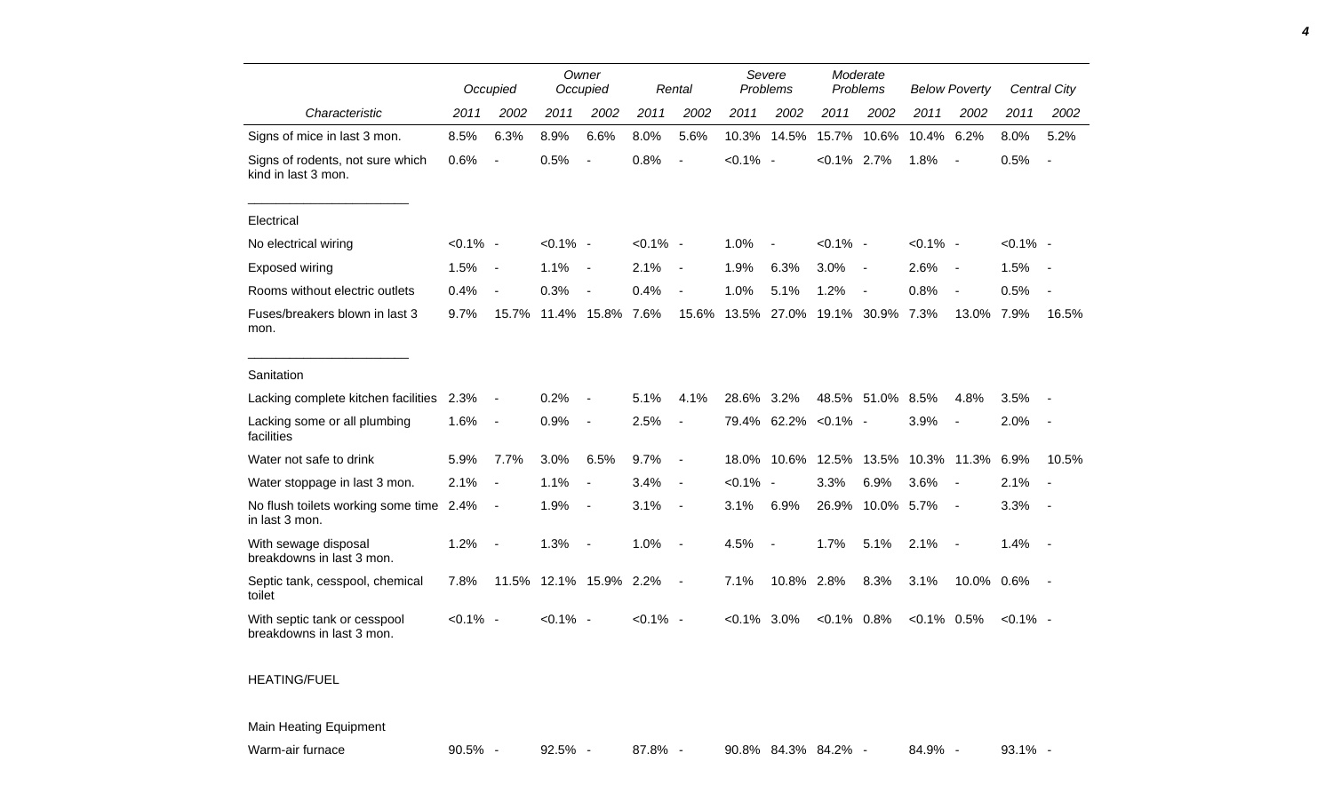| Characteristic | Occupied | | Owner Occupied | | Rental | | Severe Problems | | Moderate Problems | | Below Poverty | | Central City | |
|---|---|---|---|---|---|---|---|---|---|---|---|---|---|---|
| | 2011 | 2002 | 2011 | 2002 | 2011 | 2002 | 2011 | 2002 | 2011 | 2002 | 2011 | 2002 | 2011 | 2002 |
| Signs of mice in last 3 mon. | 8.5% | 6.3% | 8.9% | 6.6% | 8.0% | 5.6% | 10.3% | 14.5% | 15.7% | 10.6% | 10.4% | 6.2% | 8.0% | 5.2% |
| Signs of rodents, not sure which kind in last 3 mon. | 0.6% | - | 0.5% | - | 0.8% | - | <0.1% | - | <0.1% | 2.7% | 1.8% | - | 0.5% | - |
| Electrical | | | | | | | | | | | | | | |
| No electrical wiring | <0.1% | - | <0.1% | - | <0.1% | - | 1.0% | - | <0.1% | - | <0.1% | - | <0.1% | - |
| Exposed wiring | 1.5% | - | 1.1% | - | 2.1% | - | 1.9% | 6.3% | 3.0% | - | 2.6% | - | 1.5% | - |
| Rooms without electric outlets | 0.4% | - | 0.3% | - | 0.4% | - | 1.0% | 5.1% | 1.2% | - | 0.8% | - | 0.5% | - |
| Fuses/breakers blown in last 3 mon. | 9.7% | 15.7% | 11.4% | 15.8% | 7.6% | 15.6% | 13.5% | 27.0% | 19.1% | 30.9% | 7.3% | 13.0% | 7.9% | 16.5% |
| Sanitation | | | | | | | | | | | | | | |
| Lacking complete kitchen facilities | 2.3% | - | 0.2% | - | 5.1% | 4.1% | 28.6% | 3.2% | 48.5% | 51.0% | 8.5% | 4.8% | 3.5% | - |
| Lacking some or all plumbing facilities | 1.6% | - | 0.9% | - | 2.5% | - | 79.4% | 62.2% | <0.1% | - | 3.9% | - | 2.0% | - |
| Water not safe to drink | 5.9% | 7.7% | 3.0% | 6.5% | 9.7% | - | 18.0% | 10.6% | 12.5% | 13.5% | 10.3% | 11.3% | 6.9% | 10.5% |
| Water stoppage in last 3 mon. | 2.1% | - | 1.1% | - | 3.4% | - | <0.1% | - | 3.3% | 6.9% | 3.6% | - | 2.1% | - |
| No flush toilets working some time in last 3 mon. | 2.4% | - | 1.9% | - | 3.1% | - | 3.1% | 6.9% | 26.9% | 10.0% | 5.7% | - | 3.3% | - |
| With sewage disposal breakdowns in last 3 mon. | 1.2% | - | 1.3% | - | 1.0% | - | 4.5% | - | 1.7% | 5.1% | 2.1% | - | 1.4% | - |
| Septic tank, cesspool, chemical toilet | 7.8% | 11.5% | 12.1% | 15.9% | 2.2% | - | 7.1% | 10.8% | 2.8% | 8.3% | 3.1% | 10.0% | 0.6% | - |
| With septic tank or cesspool breakdowns in last 3 mon. | <0.1% | - | <0.1% | - | <0.1% | - | <0.1% | 3.0% | <0.1% | 0.8% | <0.1% | 0.5% | <0.1% | - |
| HEATING/FUEL | | | | | | | | | | | | | | |
| Main Heating Equipment | | | | | | | | | | | | | | |
| Warm-air furnace | 90.5% | - | 92.5% | - | 87.8% | - | 90.8% | 84.3% | 84.2% | - | 84.9% | - | 93.1% | - |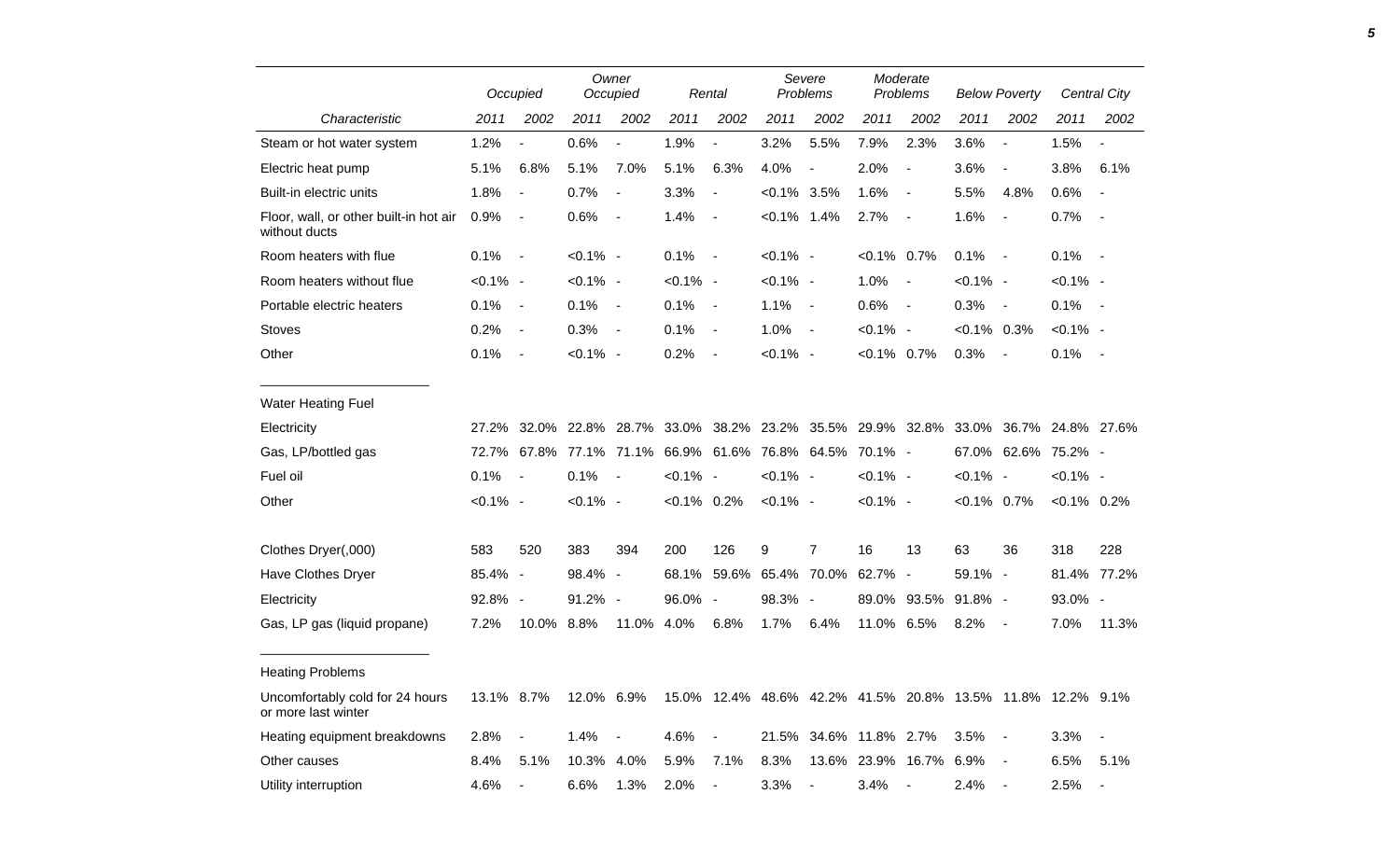| Characteristic | Occupied | | Owner Occupied | | Rental | | Severe Problems | | Moderate Problems | | Below Poverty | | Central City | |
|---|---|---|---|---|---|---|---|---|---|---|---|---|---|---|
| | 2011 | 2002 | 2011 | 2002 | 2011 | 2002 | 2011 | 2002 | 2011 | 2002 | 2011 | 2002 | 2011 | 2002 |
| Steam or hot water system | 1.2% | - | 0.6% | - | 1.9% | - | 3.2% | 5.5% | 7.9% | 2.3% | 3.6% | - | 1.5% | - |
| Electric heat pump | 5.1% | 6.8% | 5.1% | 7.0% | 5.1% | 6.3% | 4.0% | - | 2.0% | - | 3.6% | - | 3.8% | 6.1% |
| Built-in electric units | 1.8% | - | 0.7% | - | 3.3% | - | <0.1% | 3.5% | 1.6% | - | 5.5% | 4.8% | 0.6% | - |
| Floor, wall, or other built-in hot air without ducts | 0.9% | - | 0.6% | - | 1.4% | - | <0.1% | 1.4% | 2.7% | - | 1.6% | - | 0.7% | - |
| Room heaters with flue | 0.1% | - | <0.1% | - | 0.1% | - | <0.1% | - | <0.1% | 0.7% | 0.1% | - | 0.1% | - |
| Room heaters without flue | <0.1% | - | <0.1% | - | <0.1% | - | <0.1% | - | 1.0% | - | <0.1% | - | <0.1% | - |
| Portable electric heaters | 0.1% | - | 0.1% | - | 0.1% | - | 1.1% | - | 0.6% | - | 0.3% | - | 0.1% | - |
| Stoves | 0.2% | - | 0.3% | - | 0.1% | - | 1.0% | - | <0.1% | - | <0.1% | 0.3% | <0.1% | - |
| Other | 0.1% | - | <0.1% | - | 0.2% | - | <0.1% | - | <0.1% | 0.7% | 0.3% | - | 0.1% | - |
| Water Heating Fuel | | | | | | | | | | | | | | |
| Electricity | 27.2% | 32.0% | 22.8% | 28.7% | 33.0% | 38.2% | 23.2% | 35.5% | 29.9% | 32.8% | 33.0% | 36.7% | 24.8% | 27.6% |
| Gas, LP/bottled gas | 72.7% | 67.8% | 77.1% | 71.1% | 66.9% | 61.6% | 76.8% | 64.5% | 70.1% | - | 67.0% | 62.6% | 75.2% | - |
| Fuel oil | 0.1% | - | 0.1% | - | <0.1% | - | <0.1% | - | <0.1% | - | <0.1% | - | <0.1% | - |
| Other | <0.1% | - | <0.1% | - | <0.1% | 0.2% | <0.1% | - | <0.1% | - | <0.1% | 0.7% | <0.1% | 0.2% |
| Clothes Dryer(,000) | 583 | 520 | 383 | 394 | 200 | 126 | 9 | 7 | 16 | 13 | 63 | 36 | 318 | 228 |
| Have Clothes Dryer | 85.4% | - | 98.4% | - | 68.1% | 59.6% | 65.4% | 70.0% | 62.7% | - | 59.1% | - | 81.4% | 77.2% |
| Electricity | 92.8% | - | 91.2% | - | 96.0% | - | 98.3% | - | 89.0% | 93.5% | 91.8% | - | 93.0% | - |
| Gas, LP gas (liquid propane) | 7.2% | 10.0% | 8.8% | 11.0% | 4.0% | 6.8% | 1.7% | 6.4% | 11.0% | 6.5% | 8.2% | - | 7.0% | 11.3% |
| Heating Problems | | | | | | | | | | | | | | |
| Uncomfortably cold for 24 hours or more last winter | 13.1% | 8.7% | 12.0% | 6.9% | 15.0% | 12.4% | 48.6% | 42.2% | 41.5% | 20.8% | 13.5% | 11.8% | 12.2% | 9.1% |
| Heating equipment breakdowns | 2.8% | - | 1.4% | - | 4.6% | - | 21.5% | 34.6% | 11.8% | 2.7% | 3.5% | - | 3.3% | - |
| Other causes | 8.4% | 5.1% | 10.3% | 4.0% | 5.9% | 7.1% | 8.3% | 13.6% | 23.9% | 16.7% | 6.9% | - | 6.5% | 5.1% |
| Utility interruption | 4.6% | - | 6.6% | 1.3% | 2.0% | - | 3.3% | - | 3.4% | - | 2.4% | - | 2.5% | - |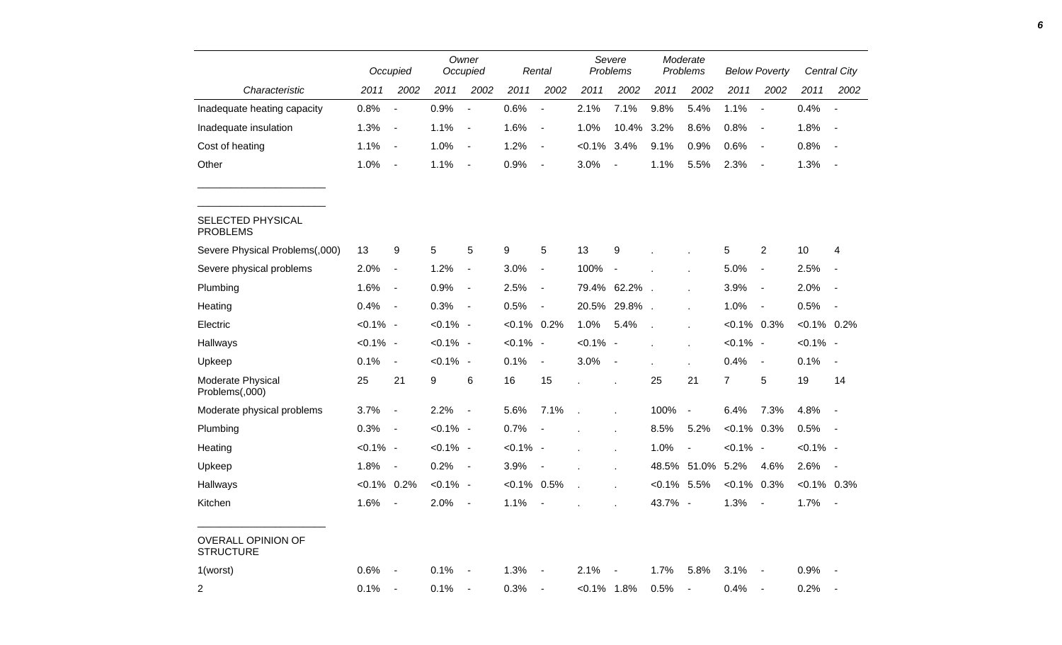| Characteristic | Occupied 2011 | Occupied 2002 | Owner Occupied 2011 | Owner Occupied 2002 | Rental 2011 | Rental 2002 | Severe Problems 2011 | Severe Problems 2002 | Moderate Problems 2011 | Moderate Problems 2002 | Below Poverty 2011 | Below Poverty 2002 | Central City 2011 | Central City 2002 |
|---|---|---|---|---|---|---|---|---|---|---|---|---|---|---|
| Inadequate heating capacity | 0.8% | - | 0.9% | - | 0.6% | - | 2.1% | 7.1% | 9.8% | 5.4% | 1.1% | - | 0.4% | - |
| Inadequate insulation | 1.3% | - | 1.1% | - | 1.6% | - | 1.0% | 10.4% | 3.2% | 8.6% | 0.8% | - | 1.8% | - |
| Cost of heating | 1.1% | - | 1.0% | - | 1.2% | - | <0.1% | 3.4% | 9.1% | 0.9% | 0.6% | - | 0.8% | - |
| Other | 1.0% | - | 1.1% | - | 0.9% | - | 3.0% | - | 1.1% | 5.5% | 2.3% | - | 1.3% | - |
| SELECTED PHYSICAL PROBLEMS | | | | | | | | | | | | | | |
| Severe Physical Problems(,000) | 13 | 9 | 5 | 5 | 9 | 5 | 13 | 9 | . | . | 5 | 2 | 10 | 4 |
| Severe physical problems | 2.0% | - | 1.2% | - | 3.0% | - | 100% | - | . | . | 5.0% | - | 2.5% | - |
| Plumbing | 1.6% | - | 0.9% | - | 2.5% | - | 79.4% | 62.2% | . | . | 3.9% | - | 2.0% | - |
| Heating | 0.4% | - | 0.3% | - | 0.5% | - | 20.5% | 29.8% | . | . | 1.0% | - | 0.5% | - |
| Electric | <0.1% | - | <0.1% | - | <0.1% | 0.2% | 1.0% | 5.4% | . | . | <0.1% | 0.3% | <0.1% | 0.2% |
| Hallways | <0.1% | - | <0.1% | - | <0.1% | - | <0.1% | - | . | . | <0.1% | - | <0.1% | - |
| Upkeep | 0.1% | - | <0.1% | - | 0.1% | - | 3.0% | - | . | . | 0.4% | - | 0.1% | - |
| Moderate Physical Problems(,000) | 25 | 21 | 9 | 6 | 16 | 15 | . | . | 25 | 21 | 7 | 5 | 19 | 14 |
| Moderate physical problems | 3.7% | - | 2.2% | - | 5.6% | 7.1% | . | . | 100% | - | 6.4% | 7.3% | 4.8% | - |
| Plumbing | 0.3% | - | <0.1% | - | 0.7% | - | . | . | 8.5% | 5.2% | <0.1% | 0.3% | 0.5% | - |
| Heating | <0.1% | - | <0.1% | - | <0.1% | - | . | . | 1.0% | - | <0.1% | - | <0.1% | - |
| Upkeep | 1.8% | - | 0.2% | - | 3.9% | - | . | . | 48.5% | 51.0% | 5.2% | 4.6% | 2.6% | - |
| Hallways | <0.1% | 0.2% | <0.1% | - | <0.1% | 0.5% | . | . | <0.1% | 5.5% | <0.1% | 0.3% | <0.1% | 0.3% |
| Kitchen | 1.6% | - | 2.0% | - | 1.1% | - | . | . | 43.7% | - | 1.3% | - | 1.7% | - |
| OVERALL OPINION OF STRUCTURE | | | | | | | | | | | | | | |
| 1(worst) | 0.6% | - | 0.1% | - | 1.3% | - | 2.1% | - | 1.7% | 5.8% | 3.1% | - | 0.9% | - |
| 2 | 0.1% | - | 0.1% | - | 0.3% | - | <0.1% | 1.8% | 0.5% | - | 0.4% | - | 0.2% | - |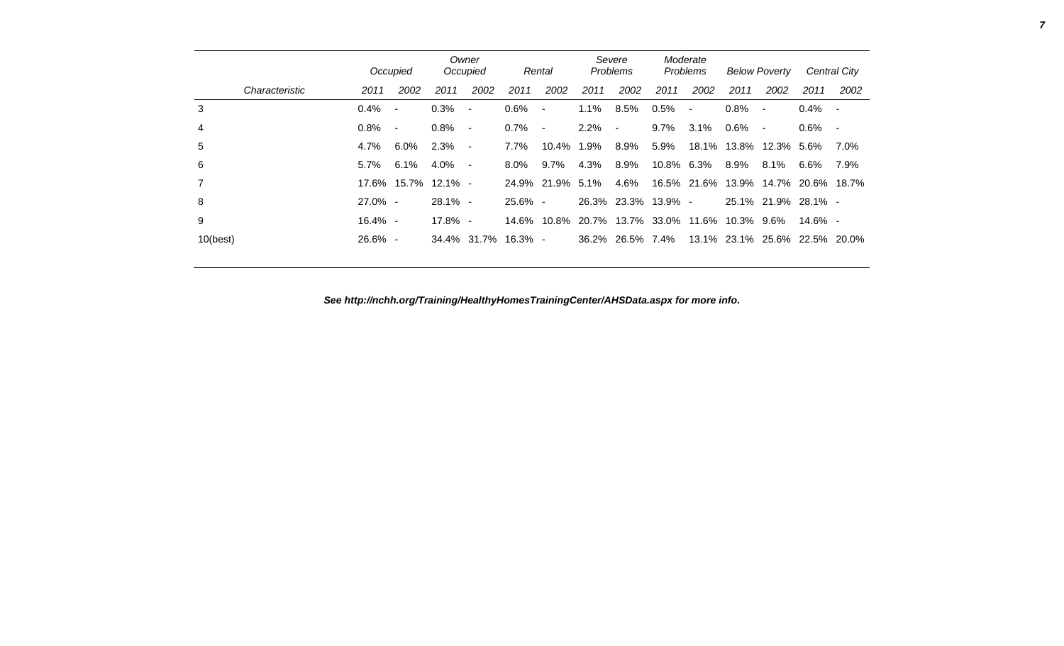| Characteristic | Occupied | | Owner Occupied | | Rental | | Severe Problems | | Moderate Problems | | Below Poverty | | Central City | |
|---|---|---|---|---|---|---|---|---|---|---|---|---|---|---|
| | 2011 | 2002 | 2011 | 2002 | 2011 | 2002 | 2011 | 2002 | 2011 | 2002 | 2011 | 2002 | 2011 | 2002 |
| 3 | 0.4% | - | 0.3% | - | 0.6% | - | 1.1% | 8.5% | 0.5% | - | 0.8% | - | 0.4% | - |
| 4 | 0.8% | - | 0.8% | - | 0.7% | - | 2.2% | - | 9.7% | 3.1% | 0.6% | - | 0.6% | - |
| 5 | 4.7% | 6.0% | 2.3% | - | 7.7% | 10.4% | 1.9% | 8.9% | 5.9% | 18.1% | 13.8% | 12.3% | 5.6% | 7.0% |
| 6 | 5.7% | 6.1% | 4.0% | - | 8.0% | 9.7% | 4.3% | 8.9% | 10.8% | 6.3% | 8.9% | 8.1% | 6.6% | 7.9% |
| 7 | 17.6% | 15.7% | 12.1% | - | 24.9% | 21.9% | 5.1% | 4.6% | 16.5% | 21.6% | 13.9% | 14.7% | 20.6% | 18.7% |
| 8 | 27.0% | - | 28.1% | - | 25.6% | - | 26.3% | 23.3% | 13.9% | - | 25.1% | 21.9% | 28.1% | - |
| 9 | 16.4% | - | 17.8% | - | 14.6% | 10.8% | 20.7% | 13.7% | 33.0% | 11.6% | 10.3% | 9.6% | 14.6% | - |
| 10(best) | 26.6% | - | 34.4% | 31.7% | 16.3% | - | 36.2% | 26.5% | 7.4% | 13.1% | 23.1% | 25.6% | 22.5% | 20.0% |

***See http://nchh.org/Training/HealthyHomesTrainingCenter/AHSData.aspx for more info.***